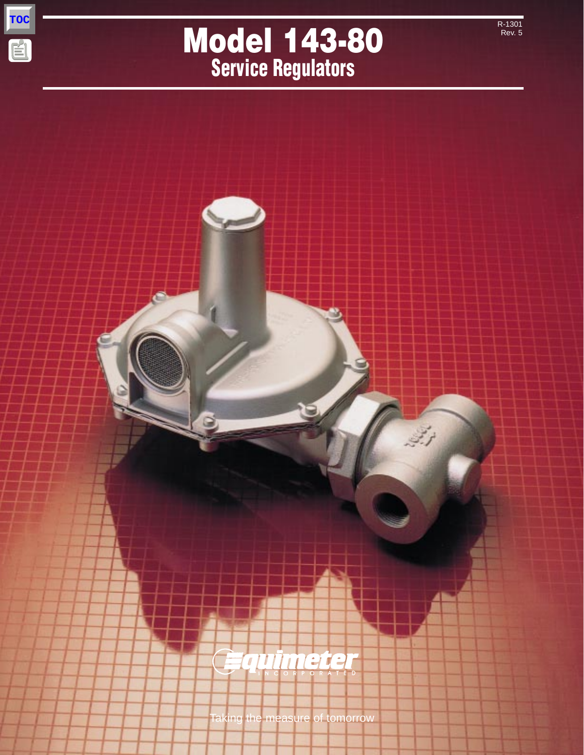R-1301
Rev. 5

# Model 143-80

## Service Regulators

Equimeter
INCORPORATED

Taking the measure of tomorrow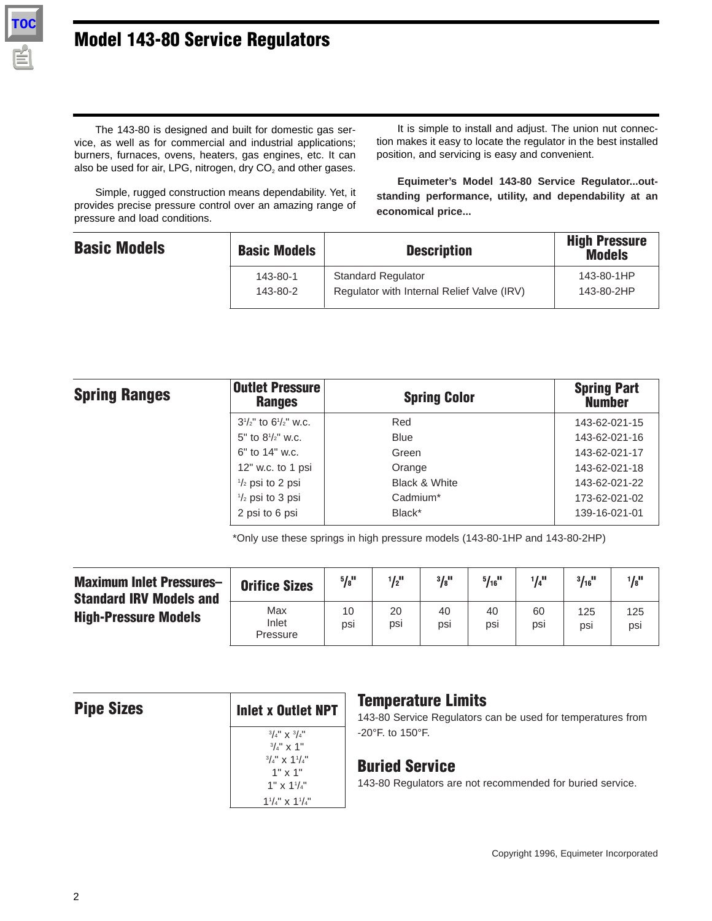# Model 143-80 Service Regulators

The 143-80 is designed and built for domestic gas service, as well as for commercial and industrial applications; burners, furnaces, ovens, heaters, gas engines, etc. It can also be used for air, LPG, nitrogen, dry $CO_2$ and other gases.

Simple, rugged construction means dependability. Yet, it provides precise pressure control over an amazing range of pressure and load conditions.

It is simple to install and adjust. The union nut connection makes it easy to locate the regulator in the best installed position, and servicing is easy and convenient.

**Equimeter's Model 143-80 Service Regulator...outstanding performance, utility, and dependability at an economical price...**

## Basic Models

| Basic Models | Description | High Pressure Models |
|---|---|---|
| 143-80-1 | Standard Regulator | 143-80-1HP |
| 143-80-2 | Regulator with Internal Relief Valve (IRV) | 143-80-2HP |

## Spring Ranges

| Outlet Pressure Ranges | Spring Color | Spring Part Number |
|---|---|---|
| 3½" to 6½" w.c. | Red | 143-62-021-15 |
| 5" to 8½" w.c. | Blue | 143-62-021-16 |
| 6" to 14" w.c. | Green | 143-62-021-17 |
| 12" w.c. to 1 psi | Orange | 143-62-021-18 |
| ½ psi to 2 psi | Black & White | 143-62-021-22 |
| ½ psi to 3 psi | Cadmium* | 173-62-021-02 |
| 2 psi to 6 psi | Black* | 139-16-021-01 |

*Only use these springs in high pressure models (143-80-1HP and 143-80-2HP)

## Maximum Inlet Pressures–Standard IRV Models and High-Pressure Models

| Orifice Sizes | 5/8" | 1/2" | 3/8" | 5/16" | 1/4" | 3/16" | 1/8" |
|---|---|---|---|---|---|---|---|
| Max Inlet Pressure | 10 psi | 20 psi | 40 psi | 40 psi | 60 psi | 125 psi | 125 psi |

## Pipe Sizes

| Inlet x Outlet NPT |
|---|
| ¾" x ¾" |
| ¾" x 1" |
| ¾" x 1¼" |
| 1" x 1" |
| 1" x 1¼" |
| 1¼" x 1¼" |

## Temperature Limits

143-80 Service Regulators can be used for temperatures from -20°F. to 150°F.

## Buried Service

143-80 Regulators are not recommended for buried service.

Copyright 1996, Equimeter Incorporated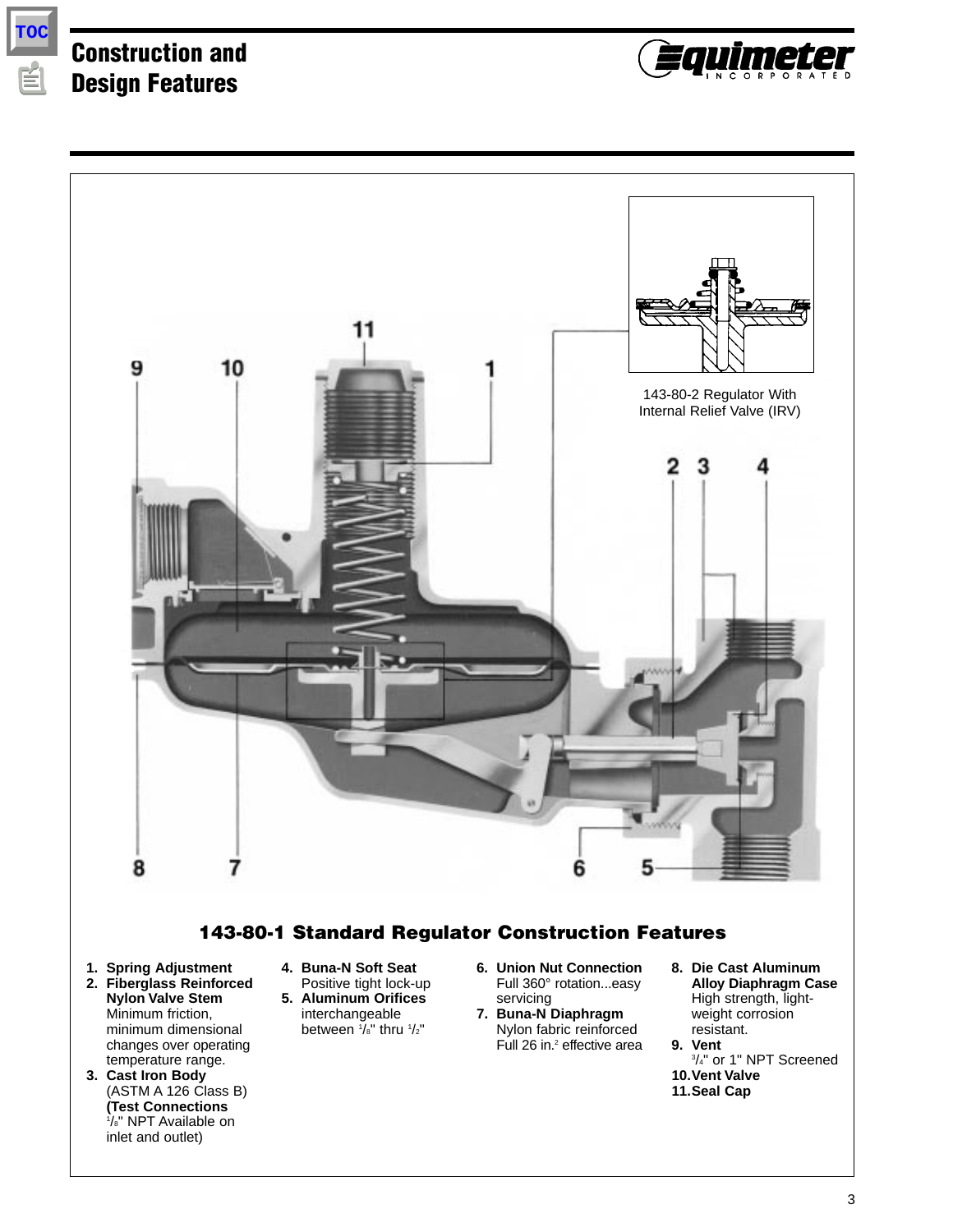# Construction and Design Features

143-80-2 Regulator With Internal Relief Valve (IRV)

## 143-80-1 Standard Regulator Construction Features

1. **Spring Adjustment**
2. **Fiberglass Reinforced Nylon Valve Stem**
   Minimum friction, minimum dimensional changes over operating temperature range.
3. **Cast Iron Body**
   (ASTM A 126 Class B)
   **(Test Connections**
   1/8" NPT Available on inlet and outlet)
4. **Buna-N Soft Seat**
   Positive tight lock-up
5. **Aluminum Orifices**
   interchangeable between 1/8" thru 1/2"
6. **Union Nut Connection**
   Full 360° rotation...easy servicing
7. **Buna-N Diaphragm**
   Nylon fabric reinforced
   Full 26 in.² effective area
8. **Die Cast Aluminum Alloy Diaphragm Case**
   High strength, light-weight corrosion resistant.
9. **Vent**
   3/4" or 1" NPT Screened
10. **Vent Valve**
11. **Seal Cap**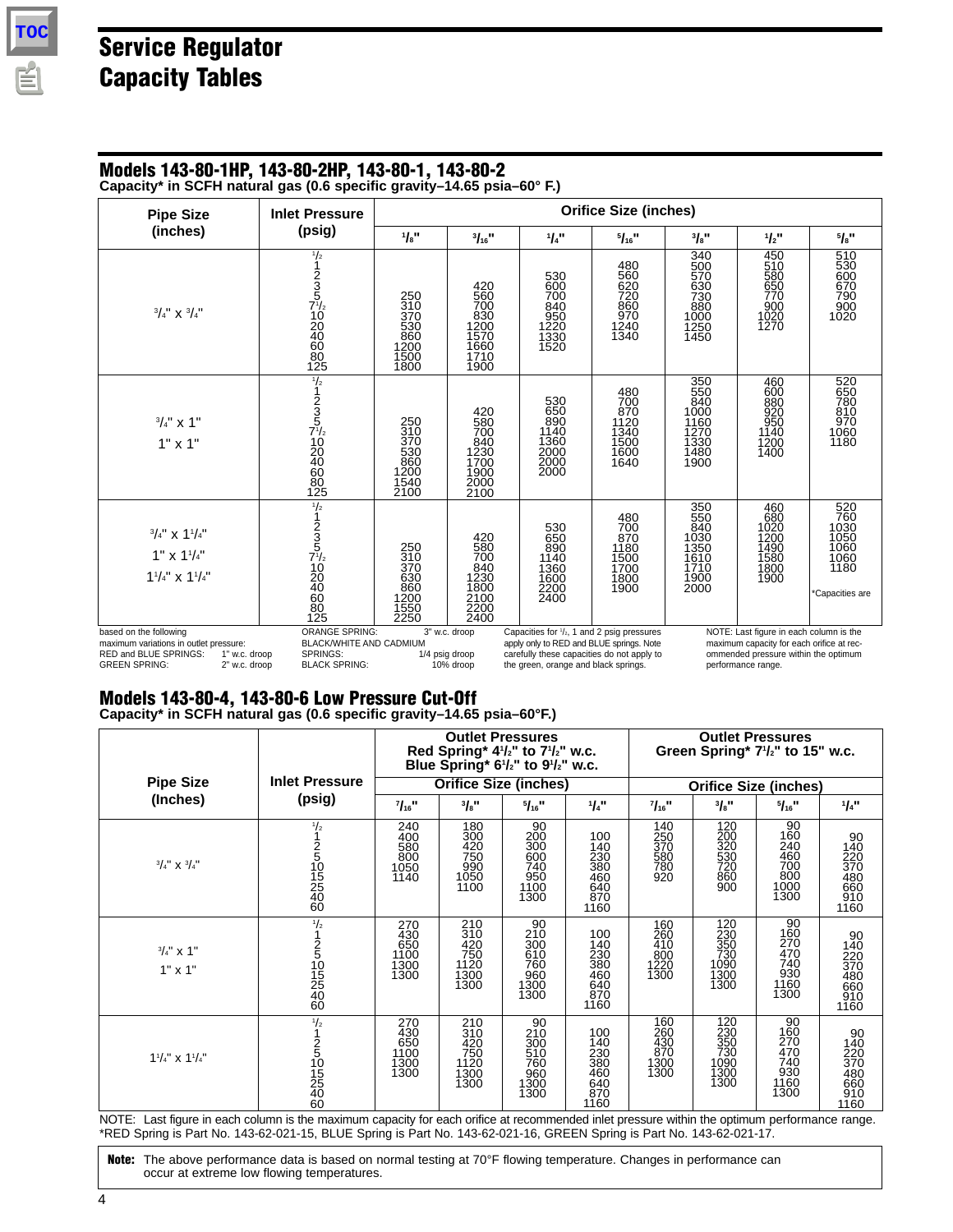# Service Regulator Capacity Tables

## Models 143-80-1HP, 143-80-2HP, 143-80-1, 143-80-2

**Capacity* in SCFH natural gas (0.6 specific gravity–14.65 psia–60° F.)**

| Pipe Size (inches) | Inlet Pressure (psig) | Orifice Size (inches) | | | | | | |
|---|---|---|---|---|---|---|---|---|
| | | 1/8" | 3/16" | 1/4" | 5/16" | 3/8" | 1/2" | 5/8" |
| 3/4" x 3/4" | 1/2 | | | | | 340 | 450 | 510 |
| | 1 | | | | 480 | 500 | 510 | 530 |
| | 2 | | | 530 | 560 | 570 | 580 | 600 |
| | 3 | | 420 | 600 | 620 | 630 | 650 | 670 |
| | 5 | 250 | 560 | 700 | 720 | 730 | 770 | 790 |
| | 7 1/2 | 310 | 700 | 840 | 860 | 880 | 900 | 900 |
| | 10 | 370 | 830 | 950 | 970 | 1000 | 1020 | 1020 |
| | 20 | 530 | 1200 | 1220 | 1240 | 1250 | 1270 | |
| | 40 | 860 | 1570 | 1330 | 1340 | 1450 | | |
| | 60 | 1200 | 1660 | 1520 | | | | |
| | 80 | 1500 | 1710 | | | | | |
| | 125 | 1800 | 1900 | | | | | |
| 3/4" x 1"<br>1" x 1" | 1/2 | | | | | 350 | 460 | 520 |
| | 1 | | | | 480 | 550 | 600 | 650 |
| | 2 | | | 530 | 700 | 840 | 880 | 780 |
| | 3 | | 420 | 650 | 870 | 1000 | 920 | 810 |
| | 5 | 250 | 580 | 890 | 1120 | 1160 | 950 | 970 |
| | 7 1/2 | 310 | 700 | 1140 | 1340 | 1270 | 1140 | 1060 |
| | 10 | 370 | 840 | 1360 | 1500 | 1330 | 1200 | 1180 |
| | 20 | 530 | 1230 | 2000 | 1600 | 1480 | 1400 | |
| | 40 | 860 | 1700 | 2000 | 1640 | 1900 | | |
| | 60 | 1200 | 1900 | 2000 | | | | |
| | 80 | 1540 | 2000 | | | | | |
| | 125 | 2100 | 2100 | | | | | |
| 3/4" x 1 1/4"<br>1" x 1 1/4"<br>1 1/4" x 1 1/4" | 1/2 | | | | | 350 | 460 | 520 |
| | 1 | | | | 480 | 550 | 680 | 760 |
| | 2 | | | 530 | 700 | 840 | 1020 | 1030 |
| | 3 | | 420 | 650 | 870 | 1030 | 1200 | 1050 |
| | 5 | 250 | 580 | 890 | 1180 | 1350 | 1490 | 1060 |
| | 7 1/2 | 310 | 700 | 1140 | 1500 | 1610 | 1580 | 1060 |
| | 10 | 370 | 840 | 1360 | 1700 | 1710 | 1800 | 1180 |
| | 20 | 630 | 1230 | 1600 | 1800 | 1900 | 1900 | |
| | 40 | 860 | 1800 | 2200 | 1900 | 2000 | | |
| | 60 | 1200 | 2100 | 2400 | | | | |
| | 80 | 1550 | 2200 | | | | | |
| | 125 | 2250 | 2400 | | | | | |

*Capacities are based on the following maximum variations in outlet pressure:
RED and BLUE SPRINGS: 1" w.c. droop
GREEN SPRING: 2" w.c. droop
ORANGE SPRING: 3" w.c. droop
BLACK/WHITE AND CADMIUM SPRINGS: 1/4 psig droop
BLACK SPRING: 10% droop

Capacities for 1/2, 1 and 2 psig pressures apply only to RED and BLUE springs. Note carefully these capacities do not apply to the green, orange and black springs.

NOTE: Last figure in each column is the maximum capacity for each orifice at recommended pressure within the optimum performance range.

## Models 143-80-4, 143-80-6 Low Pressure Cut-Off

**Capacity* in SCFH natural gas (0.6 specific gravity–14.65 psia–60°F.)**

| Pipe Size (Inches) | Inlet Pressure (psig) | Outlet Pressures Red Spring* 4 1/2" to 7 1/2" w.c. Blue Spring* 6 1/2" to 9 1/2" w.c. | | | | Outlet Pressures Green Spring* 7 1/2" to 15" w.c. | | | |
|---|---|---|---|---|---|---|---|---|---|
| | | Orifice Size (inches) | | | | Orifice Size (inches) | | | |
| | | 7/16" | 3/8" | 5/16" | 1/4" | 7/16" | 3/8" | 5/16" | 1/4" |
| 3/4" x 3/4" | 1/2 | 240 | 180 | 90 | | 140 | 120 | 90 | |
| | 1 | 400 | 300 | 200 | 100 | 250 | 200 | 160 | 90 |
| | 2 | 580 | 420 | 300 | 140 | 370 | 320 | 240 | 140 |
| | 5 | 800 | 750 | 600 | 230 | 580 | 530 | 460 | 220 |
| | 10 | 1050 | 990 | 740 | 380 | 780 | 720 | 700 | 370 |
| | 15 | 1140 | 1050 | 950 | 460 | 920 | 860 | 800 | 480 |
| | 25 | | 1100 | 1100 | 640 | | 900 | 1000 | 660 |
| | 40 | | | 1300 | 870 | | | 1300 | 910 |
| | 60 | | | | 1160 | | | | 1160 |
| 3/4" x 1"<br>1" x 1" | 1/2 | 270 | 210 | 90 | | 160 | 120 | 90 | |
| | 1 | 430 | 310 | 210 | 100 | 260 | 230 | 160 | 90 |
| | 2 | 650 | 420 | 300 | 140 | 410 | 350 | 270 | 140 |
| | 5 | 1100 | 750 | 610 | 230 | 800 | 730 | 470 | 220 |
| | 10 | 1300 | 1120 | 760 | 380 | 1220 | 1090 | 740 | 370 |
| | 15 | 1300 | 1300 | 960 | 460 | 1300 | 1300 | 930 | 480 |
| | 25 | | 1300 | 1300 | 640 | | 1300 | 1160 | 660 |
| | 40 | | | 1300 | 870 | | | 1300 | 910 |
| | 60 | | | | 1160 | | | | 1160 |
| 1 1/4" x 1 1/4" | 1/2 | 270 | 210 | 90 | | 160 | 120 | 90 | |
| | 1 | 430 | 310 | 210 | 100 | 260 | 230 | 160 | 90 |
| | 2 | 650 | 420 | 300 | 140 | 430 | 350 | 270 | 140 |
| | 5 | 1100 | 750 | 510 | 230 | 870 | 730 | 470 | 220 |
| | 10 | 1300 | 1120 | 760 | 380 | 1300 | 1090 | 740 | 370 |
| | 15 | 1300 | 1300 | 960 | 460 | 1300 | 1300 | 930 | 480 |
| | 25 | | 1300 | 1300 | 640 | | 1300 | 1160 | 660 |
| | 40 | | | 1300 | 870 | | | 1300 | 910 |
| | 60 | | | | 1160 | | | | 1160 |

NOTE: Last figure in each column is the maximum capacity for each orifice at recommended inlet pressure within the optimum performance range.
*RED Spring is Part No. 143-62-021-15, BLUE Spring is Part No. 143-62-021-16, GREEN Spring is Part No. 143-62-021-17.

**Note:** The above performance data is based on normal testing at 70°F flowing temperature. Changes in performance can occur at extreme low flowing temperatures.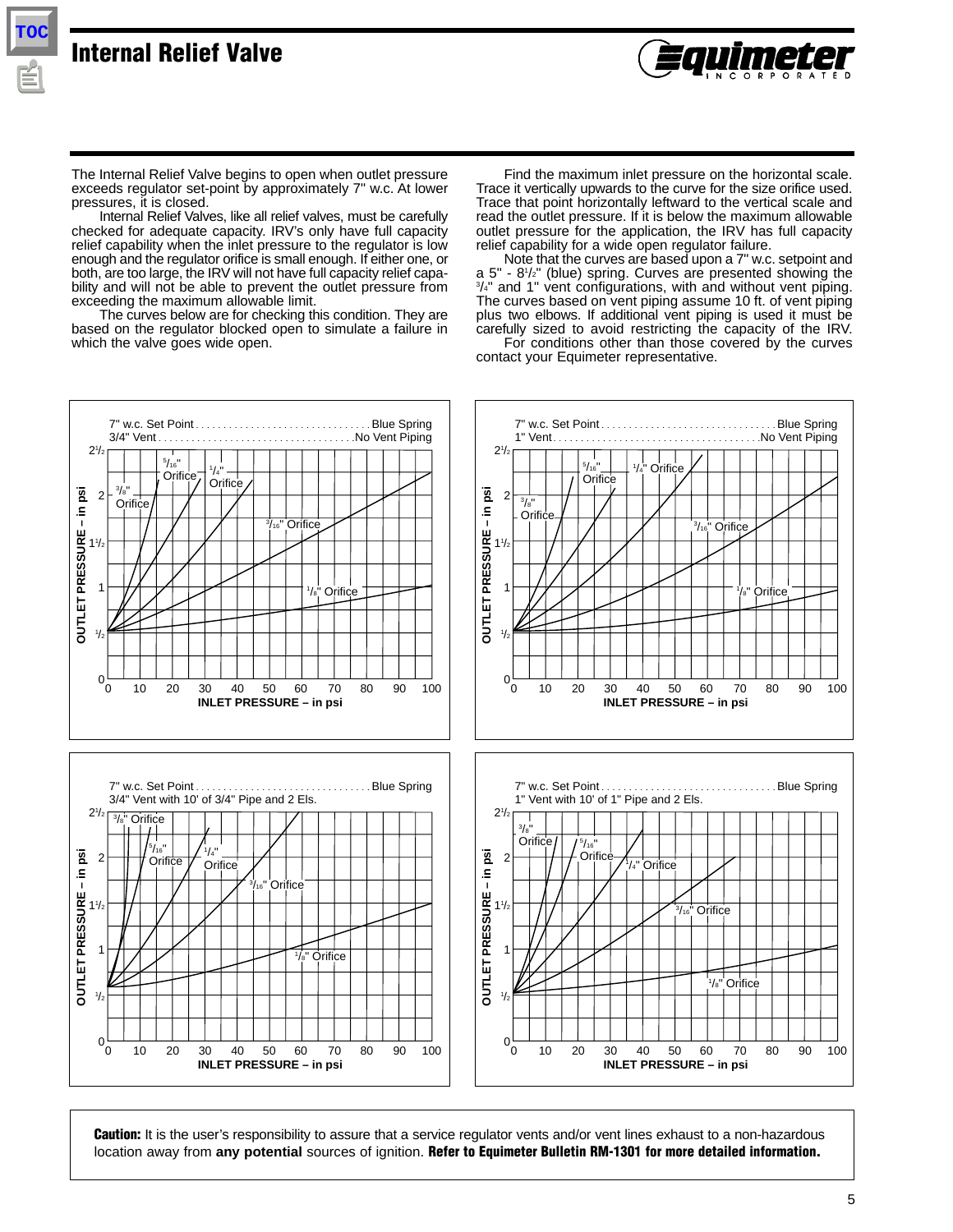# Internal Relief Valve

The Internal Relief Valve begins to open when outlet pressure exceeds regulator set-point by approximately 7" w.c. At lower pressures, it is closed.

Internal Relief Valves, like all relief valves, must be carefully checked for adequate capacity. IRV's only have full capacity relief capability when the inlet pressure to the regulator is low enough and the regulator orifice is small enough. If either one, or both, are too large, the IRV will not have full capacity relief capability and will not be able to prevent the outlet pressure from exceeding the maximum allowable limit.

The curves below are for checking this condition. They are based on the regulator blocked open to simulate a failure in which the valve goes wide open.

Find the maximum inlet pressure on the horizontal scale. Trace it vertically upwards to the curve for the size orifice used. Trace that point horizontally leftward to the vertical scale and read the outlet pressure. If it is below the maximum allowable outlet pressure for the application, the IRV has full capacity relief capability for a wide open regulator failure.

Note that the curves are based upon a 7" w.c. setpoint and a 5" - 8½" (blue) spring. Curves are presented showing the ¾" and 1" vent configurations, with and without vent piping. The curves based on vent piping assume 10 ft. of vent piping plus two elbows. If additional vent piping is used it must be carefully sized to avoid restricting the capacity of the IRV.

For conditions other than those covered by the curves contact your Equimeter representative.

7" w.c. Set Point ............ Blue Spring
3/4" Vent ............ No Vent Piping

(Chart: OUTLET PRESSURE – in psi (0 to 2½) vs. INLET PRESSURE – in psi (0 to 100); curves for ⅜", 5/16", ¼", 3/16", ⅛" Orifice)

7" w.c. Set Point ............ Blue Spring
1" Vent ............ No Vent Piping

(Chart: OUTLET PRESSURE – in psi (0 to 2½) vs. INLET PRESSURE – in psi (0 to 100); curves for ⅜", 5/16", ¼", 3/16", ⅛" Orifice)

7" w.c. Set Point ............ Blue Spring
3/4" Vent with 10' of 3/4" Pipe and 2 Els.

(Chart: OUTLET PRESSURE – in psi (0 to 2½) vs. INLET PRESSURE – in psi (0 to 100); curves for ⅜", 5/16", ¼", 3/16", ⅛" Orifice)

7" w.c. Set Point ............ Blue Spring
1" Vent with 10' of 1" Pipe and 2 Els.

(Chart: OUTLET PRESSURE – in psi (0 to 2½) vs. INLET PRESSURE – in psi (0 to 100); curves for ⅜", 5/16", ¼", 3/16", ⅛" Orifice)

**Caution:** It is the user's responsibility to assure that a service regulator vents and/or vent lines exhaust to a non-hazardous location away from **any potential** sources of ignition. **Refer to Equimeter Bulletin RM-1301 for more detailed information.**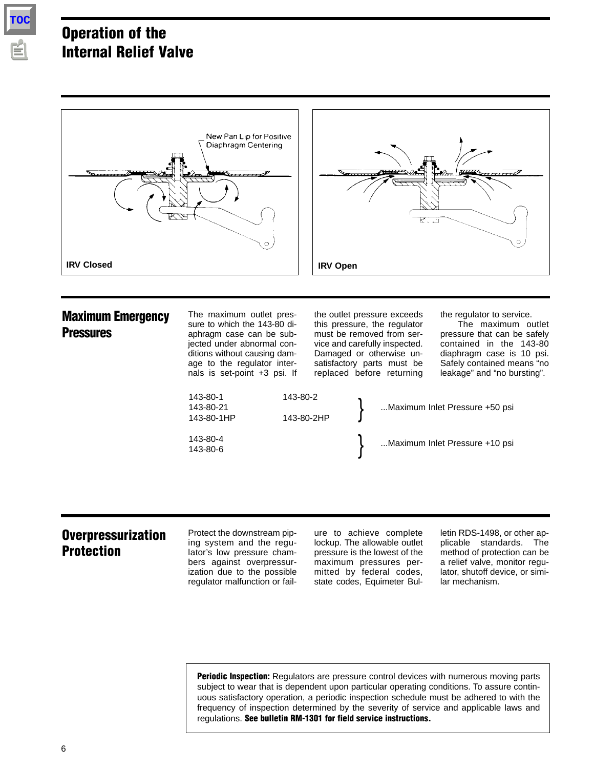# Operation of the Internal Relief Valve

New Pan Lip for Positive Diaphragm Centering

IRV Closed

IRV Open

## Maximum Emergency Pressures

The maximum outlet pressure to which the 143-80 diaphragm case can be subjected under abnormal conditions without causing damage to the regulator internals is set-point +3 psi. If the outlet pressure exceeds this pressure, the regulator must be removed from service and carefully inspected. Damaged or otherwise unsatisfactory parts must be replaced before returning the regulator to service.

The maximum outlet pressure that can be safely contained in the 143-80 diaphragm case is 10 psi. Safely contained means "no leakage" and "no bursting".

| Models | | Maximum Inlet Pressure |
|---|---|---|
| 143-80-1, 143-80-21, 143-80-1HP | 143-80-2, 143-80-2HP | ...Maximum Inlet Pressure +50 psi |
| 143-80-4, 143-80-6 | | ...Maximum Inlet Pressure +10 psi |

## Overpressurization Protection

Protect the downstream piping system and the regulator's low pressure chambers against overpressurization due to the possible regulator malfunction or failure to achieve complete lockup. The allowable outlet pressure is the lowest of the maximum pressures permitted by federal codes, state codes, Equimeter Bulletin RDS-1498, or other applicable standards. The method of protection can be a relief valve, monitor regulator, shutoff device, or similar mechanism.

**Periodic Inspection:** Regulators are pressure control devices with numerous moving parts subject to wear that is dependent upon particular operating conditions. To assure continuous satisfactory operation, a periodic inspection schedule must be adhered to with the frequency of inspection determined by the severity of service and applicable laws and regulations. **See bulletin RM-1301 for field service instructions.**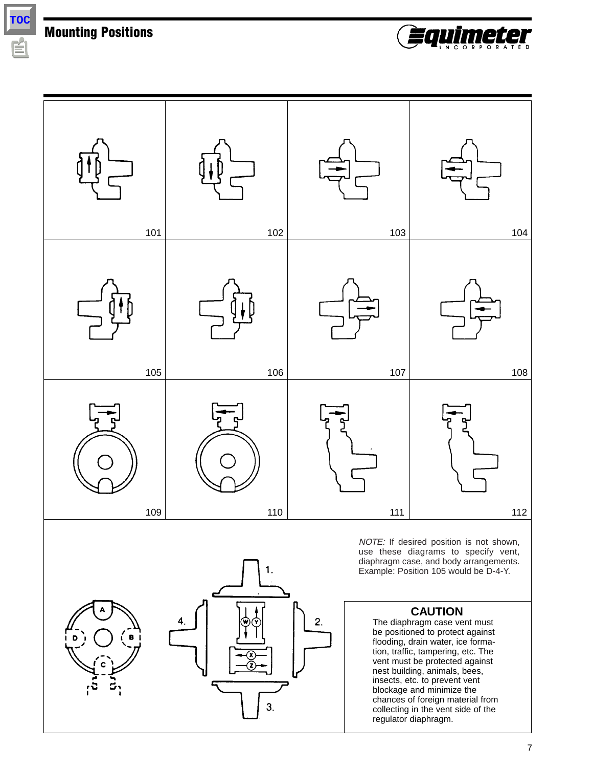# Mounting Positions

| 101 | 102 | 103 | 104 |
|---|---|---|---|
| 105 | 106 | 107 | 108 |
| 109 | 110 | 111 | 112 |

A B C D

1. 2. 3. 4.

W Y X Z

*NOTE:* If desired position is not shown, use these diagrams to specify vent, diaphragm case, and body arrangements. Example: Position 105 would be D-4-Y.

**CAUTION**

The diaphragm case vent must be positioned to protect against flooding, drain water, ice formation, traffic, tampering, etc. The vent must be protected against nest building, animals, bees, insects, etc. to prevent vent blockage and minimize the chances of foreign material from collecting in the vent side of the regulator diaphragm.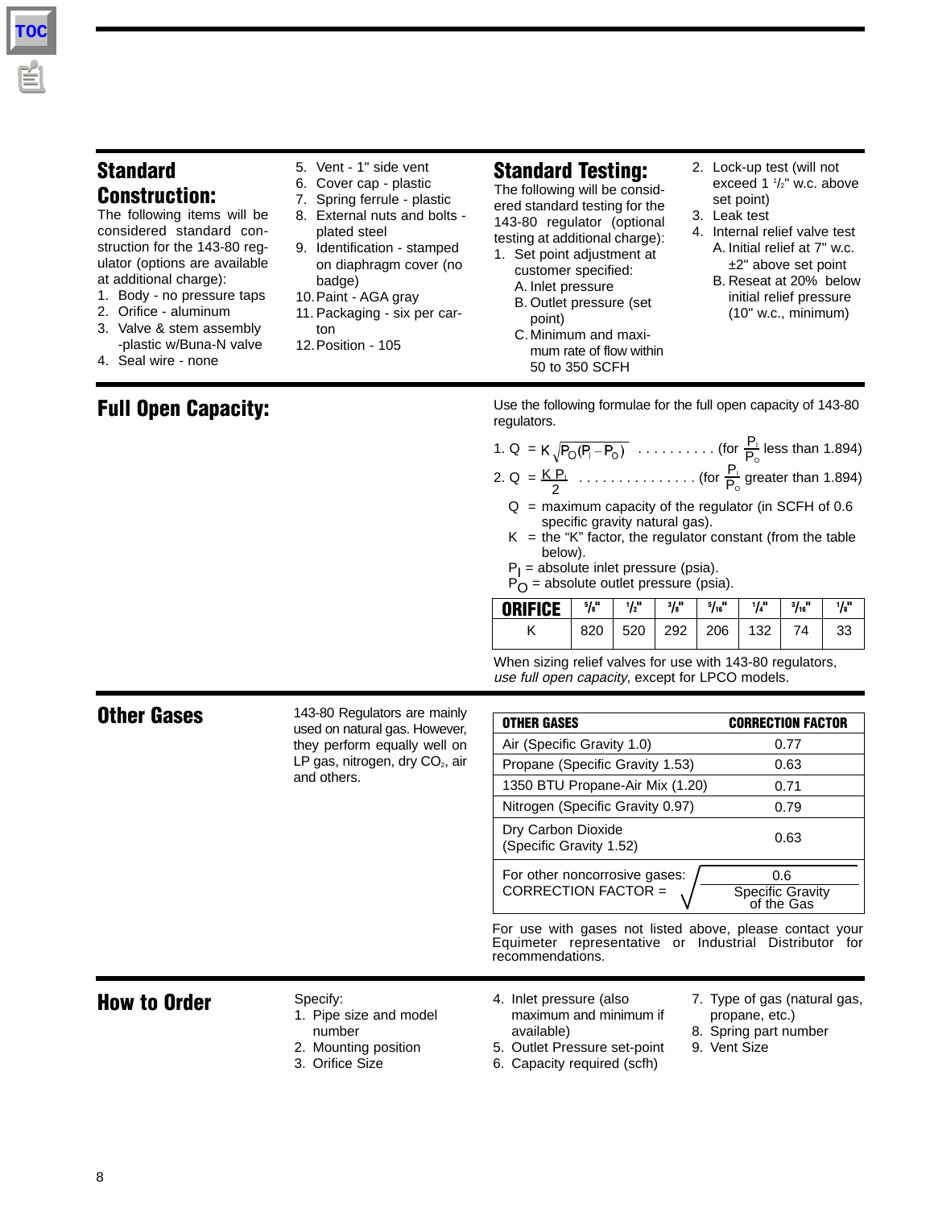## Standard Construction:

The following items will be considered standard construction for the 143-80 regulator (options are available at additional charge):

1. Body - no pressure taps
2. Orifice - aluminum
3. Valve & stem assembly -plastic w/Buna-N valve
4. Seal wire - none
5. Vent - 1" side vent
6. Cover cap - plastic
7. Spring ferrule - plastic
8. External nuts and bolts - plated steel
9. Identification - stamped on diaphragm cover (no badge)
10. Paint - AGA gray
11. Packaging - six per carton
12. Position - 105

## Standard Testing:

The following will be considered standard testing for the 143-80 regulator (optional testing at additional charge):

1. Set point adjustment at customer specified:
   - A. Inlet pressure
   - B. Outlet pressure (set point)
   - C. Minimum and maximum rate of flow within 50 to 350 SCFH
2. Lock-up test (will not exceed 1 1/2" w.c. above set point)
3. Leak test
4. Internal relief valve test
   - A. Initial relief at 7" w.c. ±2" above set point
   - B. Reseat at 20% below initial relief pressure (10" w.c., minimum)

## Full Open Capacity:

Use the following formulae for the full open capacity of 143-80 regulators.

1. $Q = K\sqrt{P_O(P_I - P_O)}$ . . . . . . . . . . (for $\frac{P_I}{P_O}$ less than 1.894)
2. $Q = \frac{K P_I}{2}$ . . . . . . . . . . . . . . . (for $\frac{P_I}{P_O}$ greater than 1.894)

$Q$ = maximum capacity of the regulator (in SCFH of 0.6 specific gravity natural gas).
$K$ = the "K" factor, the regulator constant (from the table below).
$P_I$ = absolute inlet pressure (psia).
$P_O$ = absolute outlet pressure (psia).

| ORIFICE | 5/8" | 1/2" | 3/8" | 5/16" | 1/4" | 3/16" | 1/8" |
|---|---|---|---|---|---|---|---|
| K | 820 | 520 | 292 | 206 | 132 | 74 | 33 |

When sizing relief valves for use with 143-80 regulators, *use full open capacity*, except for LPCO models.

## Other Gases

143-80 Regulators are mainly used on natural gas. However, they perform equally well on LP gas, nitrogen, dry $CO_2$, air and others.

| OTHER GASES | CORRECTION FACTOR |
|---|---|
| Air (Specific Gravity 1.0) | 0.77 |
| Propane (Specific Gravity 1.53) | 0.63 |
| 1350 BTU Propane-Air Mix (1.20) | 0.71 |
| Nitrogen (Specific Gravity 0.97) | 0.79 |
| Dry Carbon Dioxide (Specific Gravity 1.52) | 0.63 |
| For other noncorrosive gases: CORRECTION FACTOR = | $\sqrt{\frac{0.6}{\text{Specific Gravity of the Gas}}}$ |

For use with gases not listed above, please contact your Equimeter representative or Industrial Distributor for recommendations.

## How to Order

Specify:

1. Pipe size and model number
2. Mounting position
3. Orifice Size
4. Inlet pressure (also maximum and minimum if available)
5. Outlet Pressure set-point
6. Capacity required (scfh)
7. Type of gas (natural gas, propane, etc.)
8. Spring part number
9. Vent Size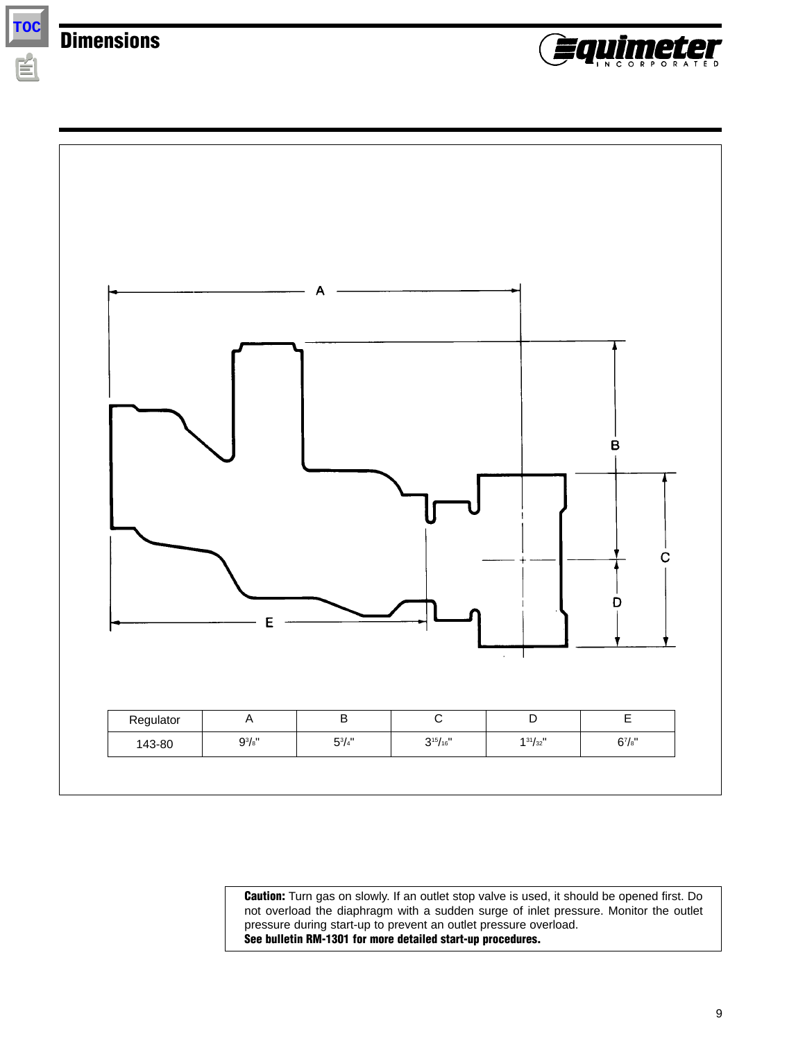## Dimensions

| Regulator | A | B | C | D | E |
|---|---|---|---|---|---|
| 143-80 | 9 3/8" | 5 3/4" | 3 15/16" | 1 31/32" | 6 7/8" |

**Caution:** Turn gas on slowly. If an outlet stop valve is used, it should be opened first. Do not overload the diaphragm with a sudden surge of inlet pressure. Monitor the outlet pressure during start-up to prevent an outlet pressure overload.
**See bulletin RM-1301 for more detailed start-up procedures.**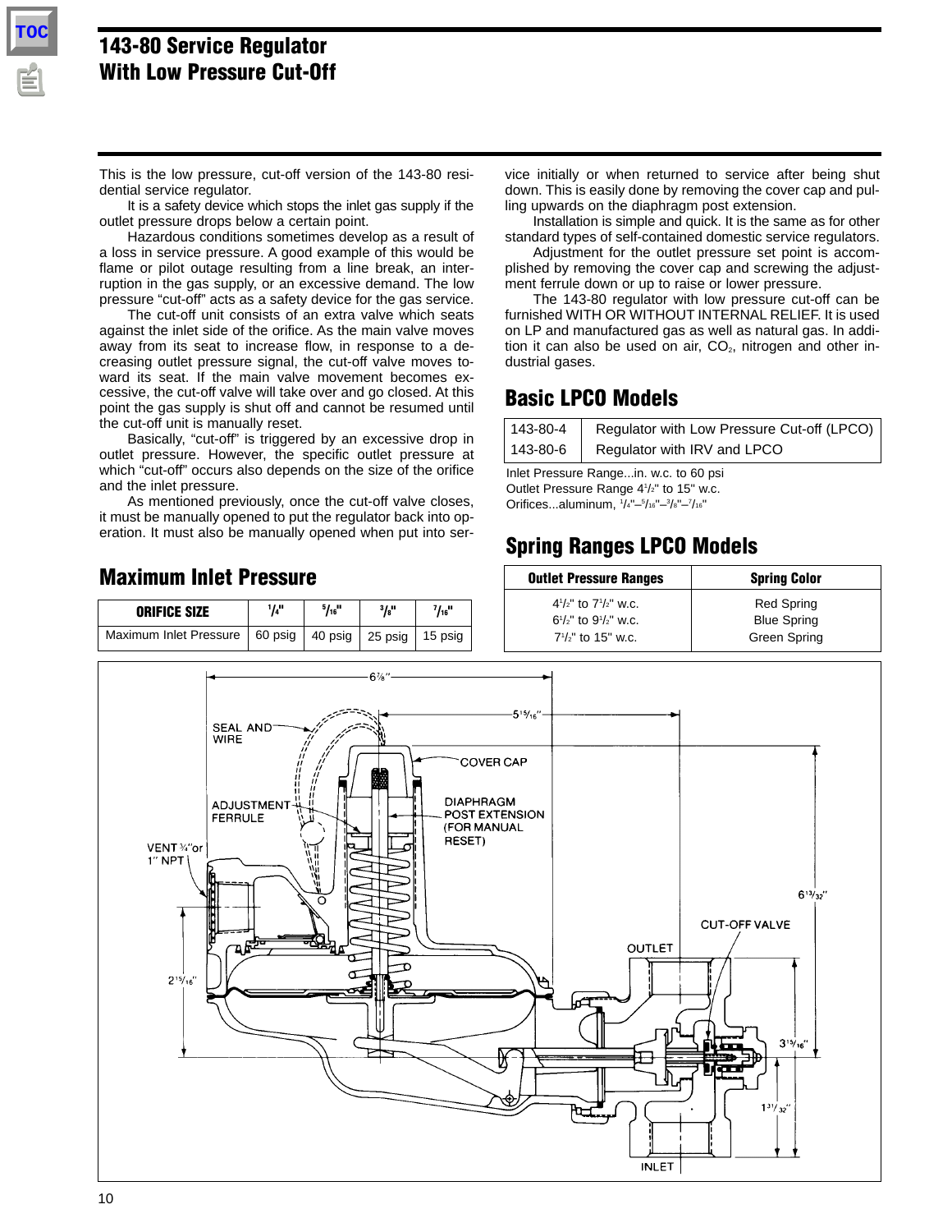# 143-80 Service Regulator With Low Pressure Cut-Off

This is the low pressure, cut-off version of the 143-80 residential service regulator.

It is a safety device which stops the inlet gas supply if the outlet pressure drops below a certain point.

Hazardous conditions sometimes develop as a result of a loss in service pressure. A good example of this would be flame or pilot outage resulting from a line break, an interruption in the gas supply, or an excessive demand. The low pressure "cut-off" acts as a safety device for the gas service.

The cut-off unit consists of an extra valve which seats against the inlet side of the orifice. As the main valve moves away from its seat to increase flow, in response to a decreasing outlet pressure signal, the cut-off valve moves toward its seat. If the main valve movement becomes excessive, the cut-off valve will take over and go closed. At this point the gas supply is shut off and cannot be resumed until the cut-off unit is manually reset.

Basically, "cut-off" is triggered by an excessive drop in outlet pressure. However, the specific outlet pressure at which "cut-off" occurs also depends on the size of the orifice and the inlet pressure.

As mentioned previously, once the cut-off valve closes, it must be manually opened to put the regulator back into operation. It must also be manually opened when put into service initially or when returned to service after being shut down. This is easily done by removing the cover cap and pulling upwards on the diaphragm post extension.

Installation is simple and quick. It is the same as for other standard types of self-contained domestic service regulators.

Adjustment for the outlet pressure set point is accomplished by removing the cover cap and screwing the adjustment ferrule down or up to raise or lower pressure.

The 143-80 regulator with low pressure cut-off can be furnished WITH OR WITHOUT INTERNAL RELIEF. It is used on LP and manufactured gas as well as natural gas. In addition it can also be used on air, $CO_2$, nitrogen and other industrial gases.

## Maximum Inlet Pressure

| ORIFICE SIZE | 1/4" | 5/16" | 3/8" | 7/16" |
|---|---|---|---|---|
| Maximum Inlet Pressure | 60 psig | 40 psig | 25 psig | 15 psig |

## Basic LPCO Models

| | |
|---|---|
| 143-80-4 | Regulator with Low Pressure Cut-off (LPCO) |
| 143-80-6 | Regulator with IRV and LPCO |

Inlet Pressure Range...in. w.c. to 60 psi
Outlet Pressure Range 4½" to 15" w.c.
Orifices...aluminum, 1/4"–5/16"–3/8"–7/16"

## Spring Ranges LPCO Models

| Outlet Pressure Ranges | Spring Color |
|---|---|
| 4½" to 7½" w.c. | Red Spring |
| 6½" to 9½" w.c. | Blue Spring |
| 7½" to 15" w.c. | Green Spring |

6⅞" — 5 15/16" — SEAL AND WIRE — COVER CAP — ADJUSTMENT FERRULE — DIAPHRAGM POST EXTENSION (FOR MANUAL RESET) — VENT ¾" or 1" NPT — 6 13/32" — CUT-OFF VALVE — OUTLET — 2 15/16" — 3 15/16" — 1 31/32" — INLET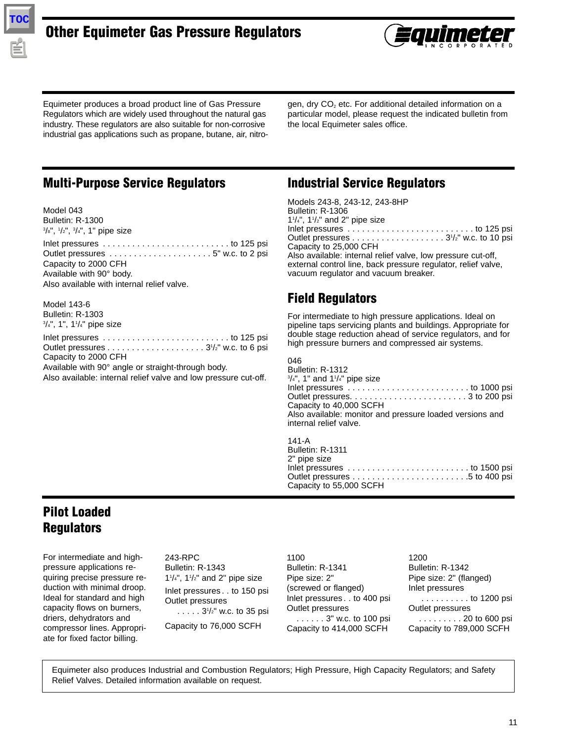# Other Equimeter Gas Pressure Regulators

Equimeter produces a broad product line of Gas Pressure Regulators which are widely used throughout the natural gas industry. These regulators are also suitable for non-corrosive industrial gas applications such as propane, butane, air, nitrogen, dry $CO_2$ etc. For additional detailed information on a particular model, please request the indicated bulletin from the local Equimeter sales office.

## Multi-Purpose Service Regulators

Model 043
Bulletin: R-1300
3/8", 1/2", 3/4", 1" pipe size

Inlet pressures . . . . . . . . . . . . . . . . . . . . . . . . . . to 125 psi
Outlet pressures . . . . . . . . . . . . . . . . . . . . . 5" w.c. to 2 psi
Capacity to 2000 CFH
Available with 90° body.
Also available with internal relief valve.

Model 143-6
Bulletin: R-1303
3/4", 1", 1 1/4" pipe size

Inlet pressures . . . . . . . . . . . . . . . . . . . . . . . . . . to 125 psi
Outlet pressures . . . . . . . . . . . . . . . . . . . . 3 1/2" w.c. to 6 psi
Capacity to 2000 CFH
Available with 90° angle or straight-through body.
Also available: internal relief valve and low pressure cut-off.

## Industrial Service Regulators

Models 243-8, 243-12, 243-8HP
Bulletin: R-1306
1 1/4", 1 1/2" and 2" pipe size
Inlet pressures . . . . . . . . . . . . . . . . . . . . . . . . . . to 125 psi
Outlet pressures . . . . . . . . . . . . . . . . . . . 3 1/2" w.c. to 10 psi
Capacity to 25,000 CFH
Also available: internal relief valve, low pressure cut-off, external control line, back pressure regulator, relief valve, vacuum regulator and vacuum breaker.

## Field Regulators

For intermediate to high pressure applications. Ideal on pipeline taps servicing plants and buildings. Appropriate for double stage reduction ahead of service regulators, and for high pressure burners and compressed air systems.

046
Bulletin: R-1312
3/4", 1" and 1 1/4" pipe size
Inlet pressures . . . . . . . . . . . . . . . . . . . . . . . . . to 1000 psi
Outlet pressures. . . . . . . . . . . . . . . . . . . . . . . . 3 to 200 psi
Capacity to 40,000 SCFH
Also available: monitor and pressure loaded versions and internal relief valve.

141-A
Bulletin: R-1311
2" pipe size
Inlet pressures . . . . . . . . . . . . . . . . . . . . . . . . . to 1500 psi
Outlet pressures . . . . . . . . . . . . . . . . . . . . . . . .5 to 400 psi
Capacity to 55,000 SCFH

## Pilot Loaded Regulators

For intermediate and high-pressure applications requiring precise pressure reduction with minimal droop. Ideal for standard and high capacity flows on burners, driers, dehydrators and compressor lines. Appropriate for fixed factor billing.

243-RPC
Bulletin: R-1343
1 1/4", 1 1/2" and 2" pipe size
Inlet pressures . . to 150 psi
Outlet pressures
. . . . . 3 1/2" w.c. to 35 psi
Capacity to 76,000 SCFH

1100
Bulletin: R-1341
Pipe size: 2"
(screwed or flanged)
Inlet pressures . . to 400 psi
Outlet pressures
. . . . . . 3" w.c. to 100 psi
Capacity to 414,000 SCFH

1200
Bulletin: R-1342
Pipe size: 2" (flanged)
Inlet pressures
. . . . . . . . . . to 1200 psi
Outlet pressures
. . . . . . . . . 20 to 600 psi
Capacity to 789,000 SCFH

Equimeter also produces Industrial and Combustion Regulators; High Pressure, High Capacity Regulators; and Safety Relief Valves. Detailed information available on request.